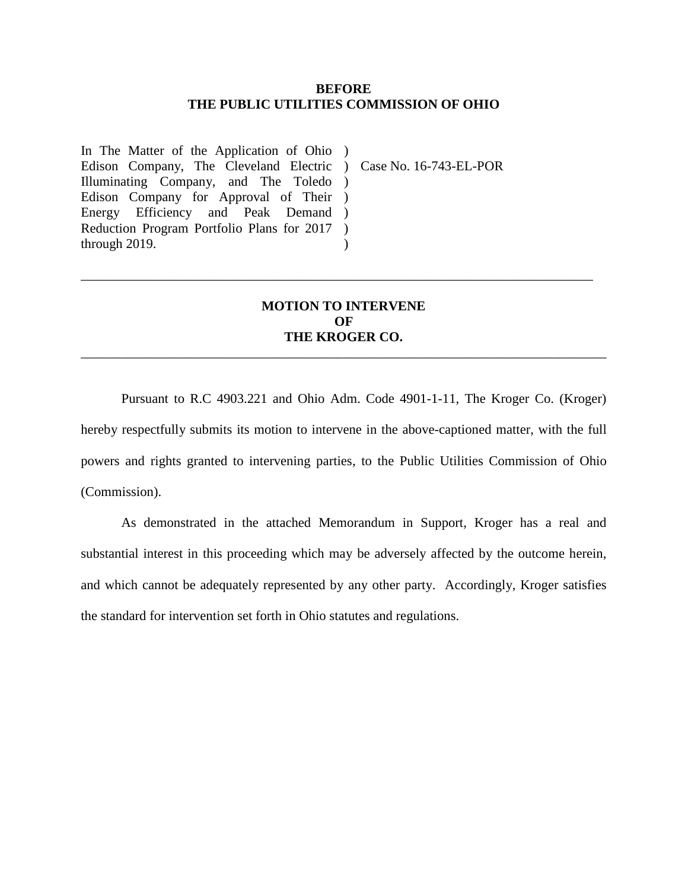**BEFORE**
**THE PUBLIC UTILITIES COMMISSION OF OHIO**

| | | |
|---|---|---|
| In The Matter of the Application of Ohio Edison Company, The Cleveland Electric Illuminating Company, and The Toledo Edison Company for Approval of Their Energy Efficiency and Peak Demand Reduction Program Portfolio Plans for 2017 through 2019. | ) ) ) ) ) ) ) | Case No. 16-743-EL-POR |

---

**MOTION TO INTERVENE**
**OF**
**THE KROGER CO.**

---

Pursuant to R.C 4903.221 and Ohio Adm. Code 4901-1-11, The Kroger Co. (Kroger) hereby respectfully submits its motion to intervene in the above-captioned matter, with the full powers and rights granted to intervening parties, to the Public Utilities Commission of Ohio (Commission).

As demonstrated in the attached Memorandum in Support, Kroger has a real and substantial interest in this proceeding which may be adversely affected by the outcome herein, and which cannot be adequately represented by any other party. Accordingly, Kroger satisfies the standard for intervention set forth in Ohio statutes and regulations.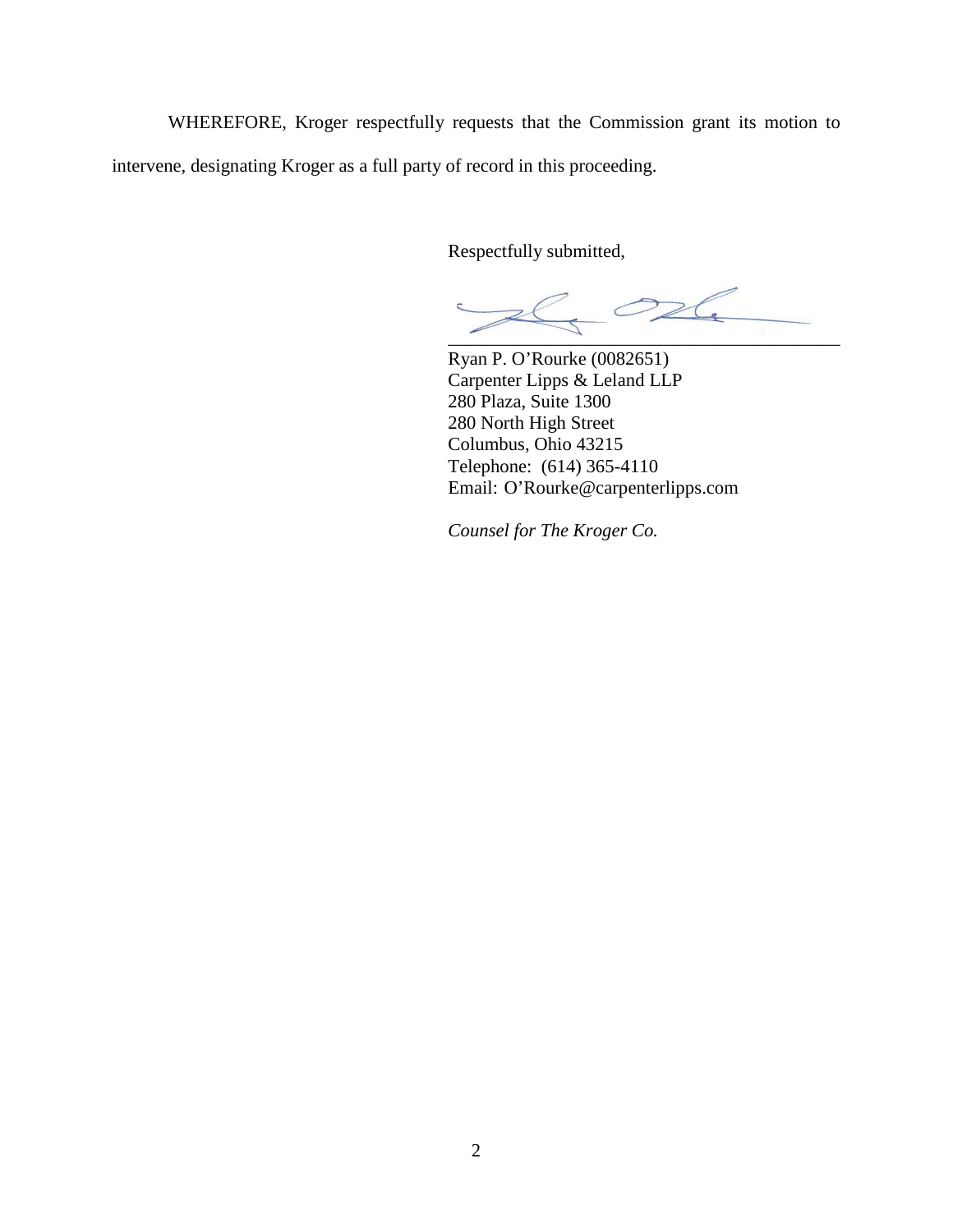WHEREFORE, Kroger respectfully requests that the Commission grant its motion to intervene, designating Kroger as a full party of record in this proceeding.

Respectfully submitted,

Ryan P. O'Rourke (0082651)
Carpenter Lipps & Leland LLP
280 Plaza, Suite 1300
280 North High Street
Columbus, Ohio 43215
Telephone: (614) 365-4110
Email: O'Rourke@carpenterlipps.com

*Counsel for The Kroger Co.*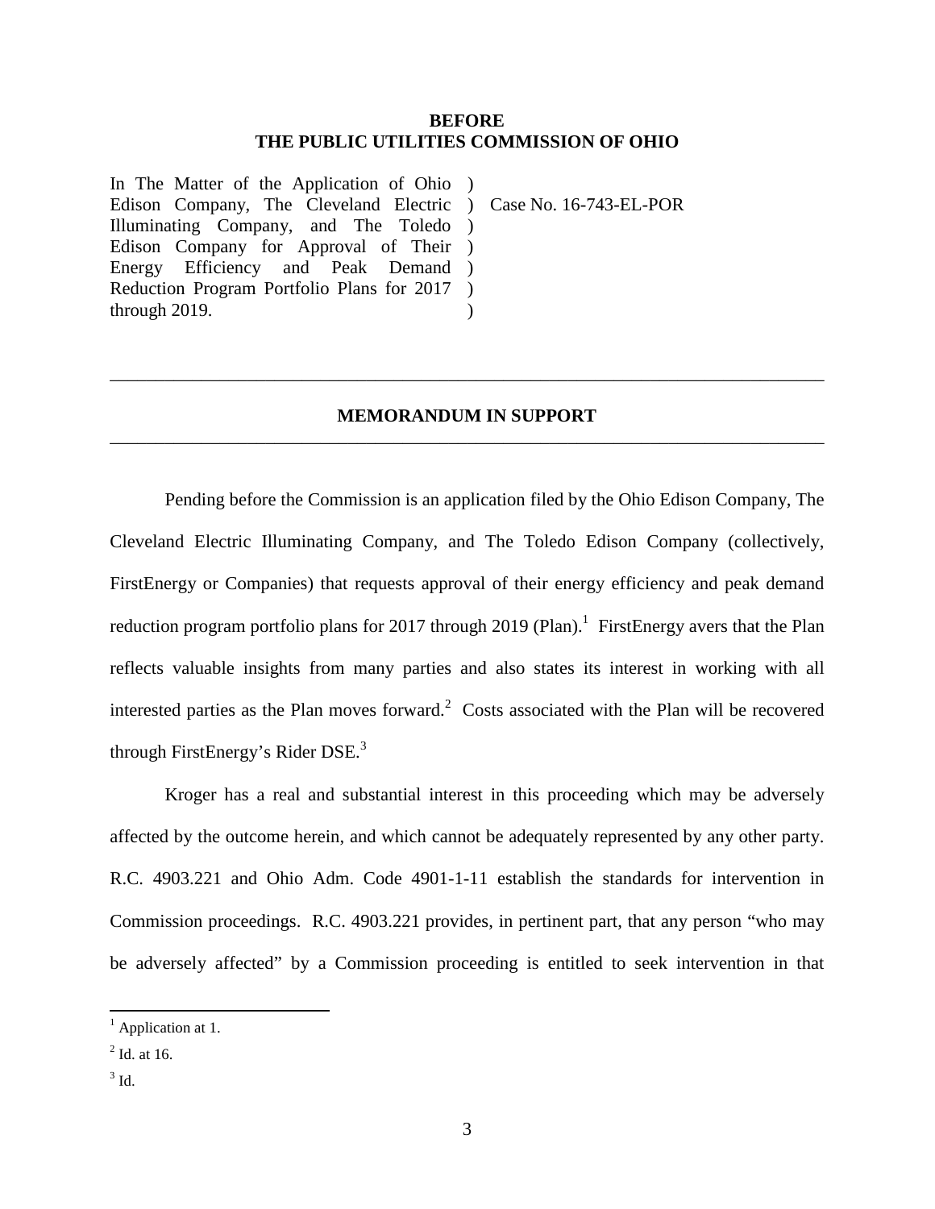**BEFORE**
**THE PUBLIC UTILITIES COMMISSION OF OHIO**

| | | |
|---|---|---|
| In The Matter of the Application of Ohio Edison Company, The Cleveland Electric Illuminating Company, and The Toledo Edison Company for Approval of Their Energy Efficiency and Peak Demand Reduction Program Portfolio Plans for 2017 through 2019. | ) ) ) ) ) ) ) | Case No. 16-743-EL-POR |

---

**MEMORANDUM IN SUPPORT**

---

Pending before the Commission is an application filed by the Ohio Edison Company, The Cleveland Electric Illuminating Company, and The Toledo Edison Company (collectively, FirstEnergy or Companies) that requests approval of their energy efficiency and peak demand reduction program portfolio plans for 2017 through 2019 (Plan).[1] FirstEnergy avers that the Plan reflects valuable insights from many parties and also states its interest in working with all interested parties as the Plan moves forward.[2] Costs associated with the Plan will be recovered through FirstEnergy's Rider DSE.[3]

Kroger has a real and substantial interest in this proceeding which may be adversely affected by the outcome herein, and which cannot be adequately represented by any other party. R.C. 4903.221 and Ohio Adm. Code 4901-1-11 establish the standards for intervention in Commission proceedings. R.C. 4903.221 provides, in pertinent part, that any person "who may be adversely affected" by a Commission proceeding is entitled to seek intervention in that

---

[1] Application at 1.

[2] Id. at 16.

[3] Id.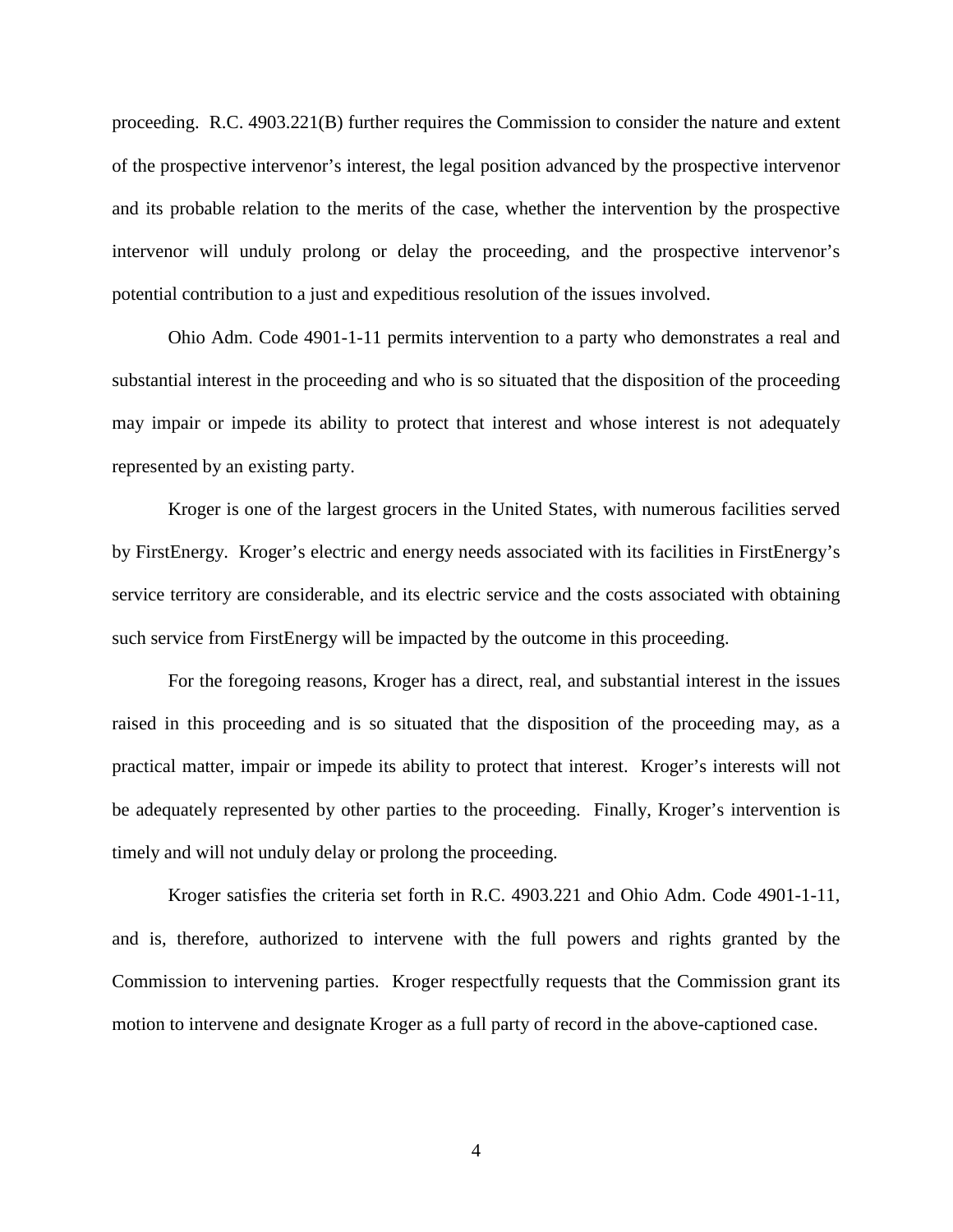proceeding. R.C. 4903.221(B) further requires the Commission to consider the nature and extent of the prospective intervenor's interest, the legal position advanced by the prospective intervenor and its probable relation to the merits of the case, whether the intervention by the prospective intervenor will unduly prolong or delay the proceeding, and the prospective intervenor's potential contribution to a just and expeditious resolution of the issues involved.

Ohio Adm. Code 4901-1-11 permits intervention to a party who demonstrates a real and substantial interest in the proceeding and who is so situated that the disposition of the proceeding may impair or impede its ability to protect that interest and whose interest is not adequately represented by an existing party.

Kroger is one of the largest grocers in the United States, with numerous facilities served by FirstEnergy. Kroger's electric and energy needs associated with its facilities in FirstEnergy's service territory are considerable, and its electric service and the costs associated with obtaining such service from FirstEnergy will be impacted by the outcome in this proceeding.

For the foregoing reasons, Kroger has a direct, real, and substantial interest in the issues raised in this proceeding and is so situated that the disposition of the proceeding may, as a practical matter, impair or impede its ability to protect that interest. Kroger's interests will not be adequately represented by other parties to the proceeding. Finally, Kroger's intervention is timely and will not unduly delay or prolong the proceeding.

Kroger satisfies the criteria set forth in R.C. 4903.221 and Ohio Adm. Code 4901-1-11, and is, therefore, authorized to intervene with the full powers and rights granted by the Commission to intervening parties. Kroger respectfully requests that the Commission grant its motion to intervene and designate Kroger as a full party of record in the above-captioned case.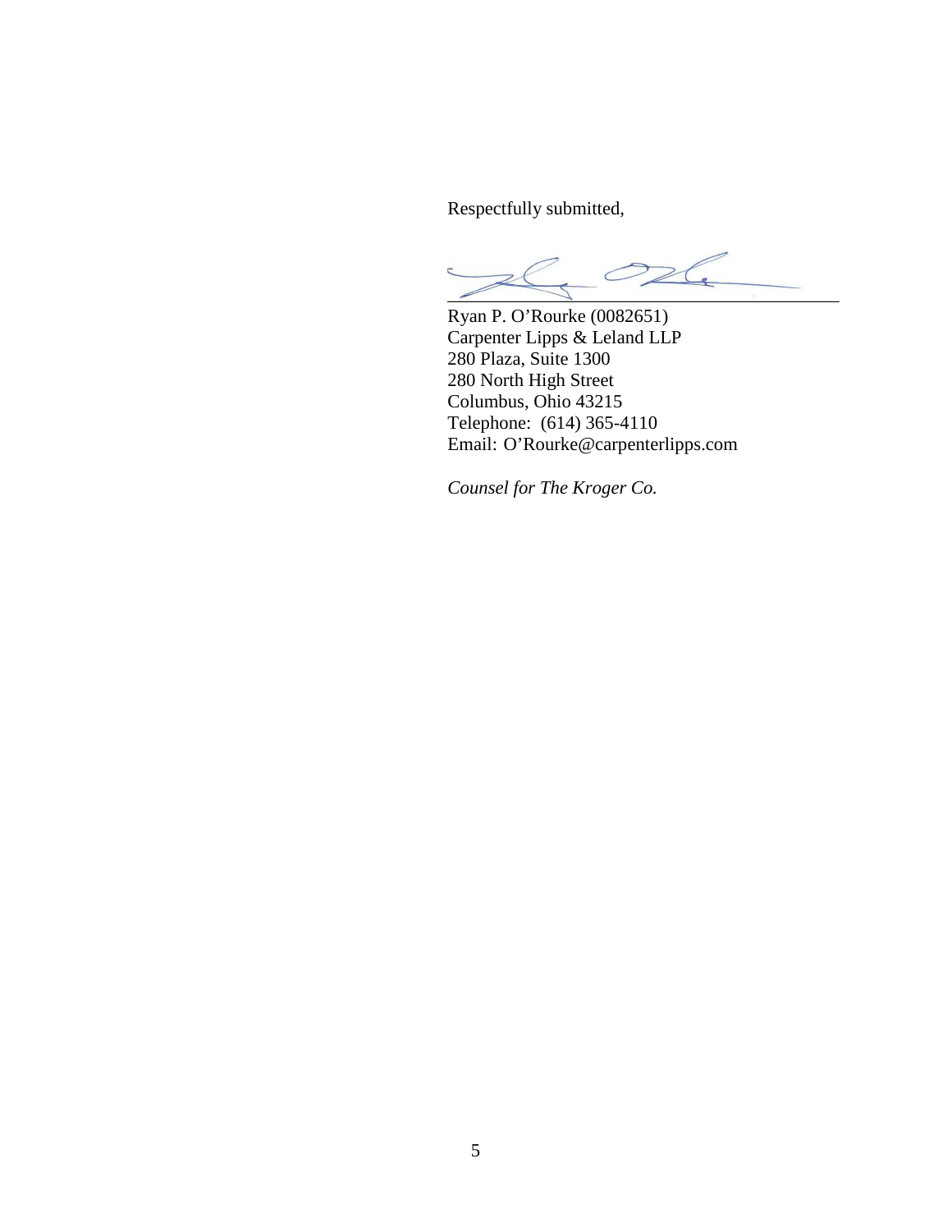Respectfully submitted,

Ryan P. O'Rourke (0082651)
Carpenter Lipps & Leland LLP
280 Plaza, Suite 1300
280 North High Street
Columbus, Ohio 43215
Telephone: (614) 365-4110
Email: O'Rourke@carpenterlipps.com

*Counsel for The Kroger Co.*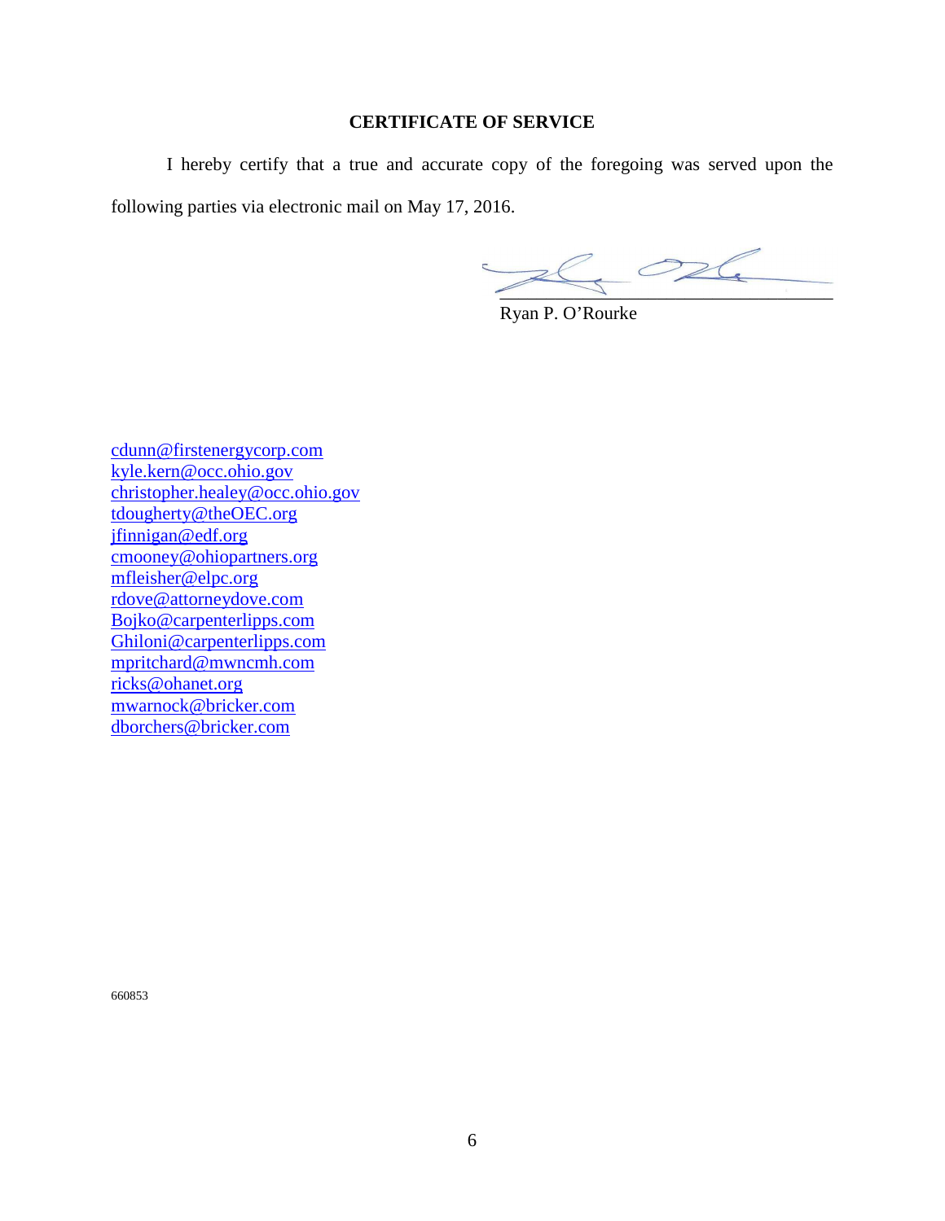## CERTIFICATE OF SERVICE

I hereby certify that a true and accurate copy of the foregoing was served upon the following parties via electronic mail on May 17, 2016.

Ryan P. O'Rourke

cdunn@firstenergycorp.com
kyle.kern@occ.ohio.gov
christopher.healey@occ.ohio.gov
tdougherty@theOEC.org
jfinnigan@edf.org
cmooney@ohiopartners.org
mfleisher@elpc.org
rdove@attorneydove.com
Bojko@carpenterlipps.com
Ghiloni@carpenterlipps.com
mpritchard@mwncmh.com
ricks@ohanet.org
mwarnock@bricker.com
dborchers@bricker.com

660853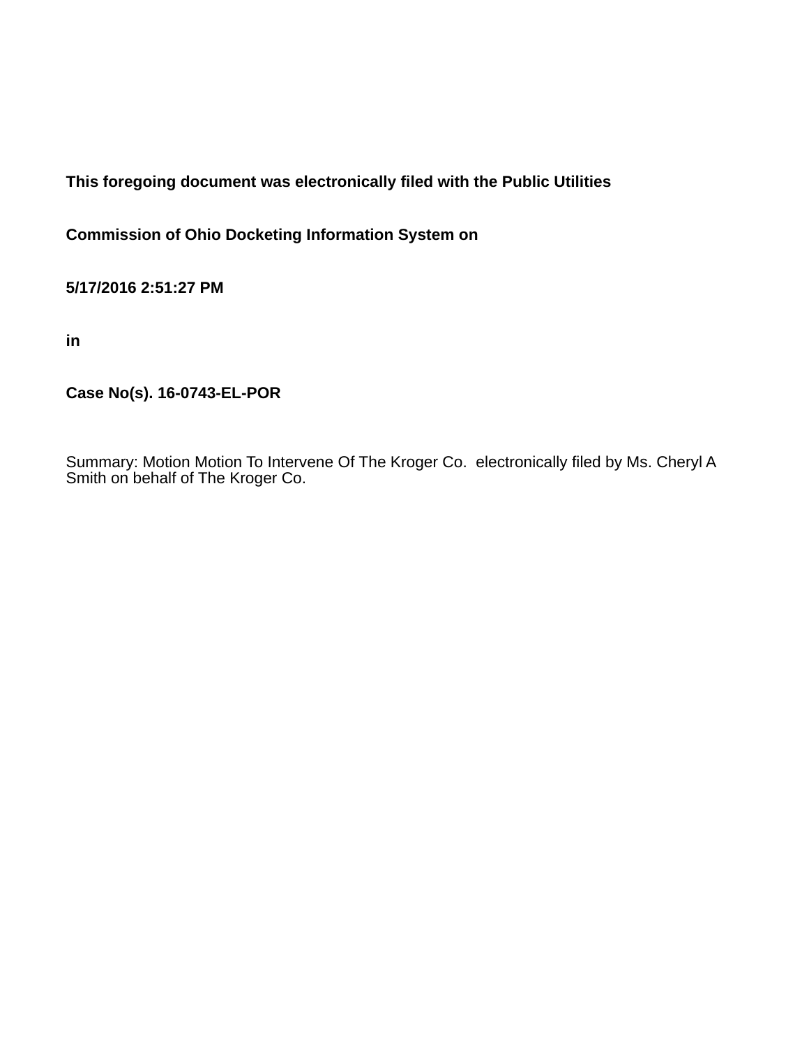**This foregoing document was electronically filed with the Public Utilities**

**Commission of Ohio Docketing Information System on**

**5/17/2016 2:51:27 PM**

**in**

**Case No(s). 16-0743-EL-POR**

Summary: Motion Motion To Intervene Of The Kroger Co. electronically filed by Ms. Cheryl A Smith on behalf of The Kroger Co.